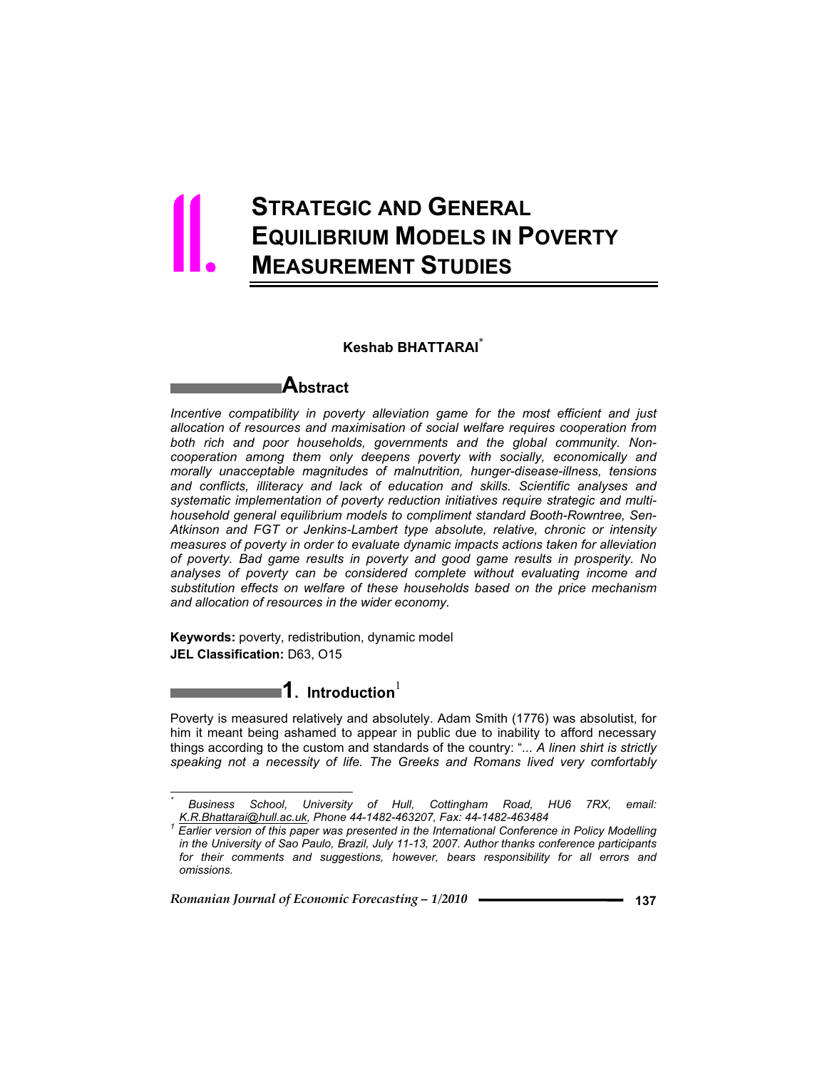# II. STRATEGIC AND GENERAL EQUILIBRIUM MODELS IN POVERTY MEASUREMENT STUDIES

**Keshab BHATTARAI**[*]

## Abstract

*Incentive compatibility in poverty alleviation game for the most efficient and just allocation of resources and maximisation of social welfare requires cooperation from both rich and poor households, governments and the global community. Non-cooperation among them only deepens poverty with socially, economically and morally unacceptable magnitudes of malnutrition, hunger-disease-illness, tensions and conflicts, illiteracy and lack of education and skills. Scientific analyses and systematic implementation of poverty reduction initiatives require strategic and multi-household general equilibrium models to compliment standard Booth-Rowntree, Sen-Atkinson and FGT or Jenkins-Lambert type absolute, relative, chronic or intensity measures of poverty in order to evaluate dynamic impacts actions taken for alleviation of poverty. Bad game results in poverty and good game results in prosperity. No analyses of poverty can be considered complete without evaluating income and substitution effects on welfare of these households based on the price mechanism and allocation of resources in the wider economy.*

**Keywords:** poverty, redistribution, dynamic model

**JEL Classification:** D63, O15

## 1. Introduction[1]

Poverty is measured relatively and absolutely. Adam Smith (1776) was absolutist, for him it meant being ashamed to appear in public due to inability to afford necessary things according to the custom and standards of the country: "*... A linen shirt is strictly speaking not a necessity of life. The Greeks and Romans lived very comfortably*

---

[*] *Business School, University of Hull, Cottingham Road, HU6 7RX, email: K.R.Bhattarai@hull.ac.uk, Phone 44-1482-463207, Fax: 44-1482-463484*

[1] *Earlier version of this paper was presented in the International Conference in Policy Modelling in the University of Sao Paulo, Brazil, July 11-13, 2007. Author thanks conference participants for their comments and suggestions, however, bears responsibility for all errors and omissions.*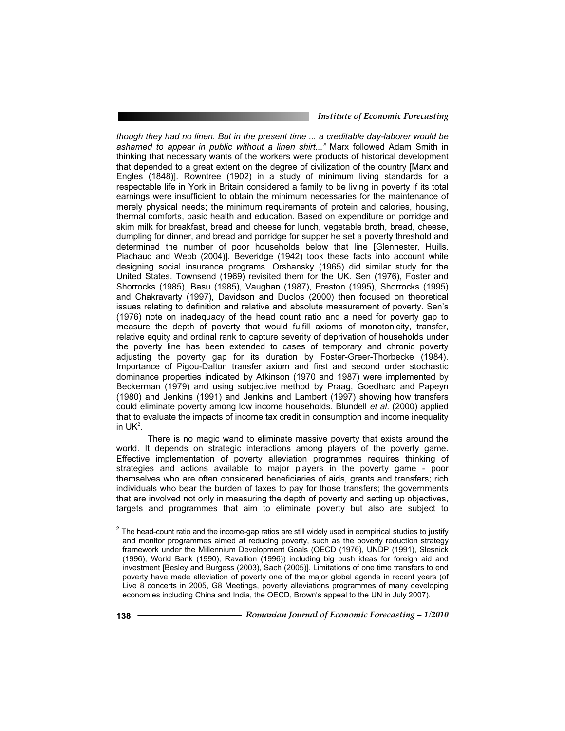*though they had no linen. But in the present time ... a creditable day-laborer would be ashamed to appear in public without a linen shirt..."* Marx followed Adam Smith in thinking that necessary wants of the workers were products of historical development that depended to a great extent on the degree of civilization of the country [Marx and Engles (1848)]. Rowntree (1902) in a study of minimum living standards for a respectable life in York in Britain considered a family to be living in poverty if its total earnings were insufficient to obtain the minimum necessaries for the maintenance of merely physical needs; the minimum requirements of protein and calories, housing, thermal comforts, basic health and education. Based on expenditure on porridge and skim milk for breakfast, bread and cheese for lunch, vegetable broth, bread, cheese, dumpling for dinner, and bread and porridge for supper he set a poverty threshold and determined the number of poor households below that line [Glennester, Huills, Piachaud and Webb (2004)]. Beveridge (1942) took these facts into account while designing social insurance programs. Orshansky (1965) did similar study for the United States. Townsend (1969) revisited them for the UK. Sen (1976), Foster and Shorrocks (1985), Basu (1985), Vaughan (1987), Preston (1995), Shorrocks (1995) and Chakravarty (1997), Davidson and Duclos (2000) then focused on theoretical issues relating to definition and relative and absolute measurement of poverty. Sen's (1976) note on inadequacy of the head count ratio and a need for poverty gap to measure the depth of poverty that would fulfill axioms of monotonicity, transfer, relative equity and ordinal rank to capture severity of deprivation of households under the poverty line has been extended to cases of temporary and chronic poverty adjusting the poverty gap for its duration by Foster-Greer-Thorbecke (1984). Importance of Pigou-Dalton transfer axiom and first and second order stochastic dominance properties indicated by Atkinson (1970 and 1987) were implemented by Beckerman (1979) and using subjective method by Praag, Goedhard and Papeyn (1980) and Jenkins (1991) and Jenkins and Lambert (1997) showing how transfers could eliminate poverty among low income households. Blundell *et al*. (2000) applied that to evaluate the impacts of income tax credit in consumption and income inequality in UK[2].

There is no magic wand to eliminate massive poverty that exists around the world. It depends on strategic interactions among players of the poverty game. Effective implementation of poverty alleviation programmes requires thinking of strategies and actions available to major players in the poverty game - poor themselves who are often considered beneficiaries of aids, grants and transfers; rich individuals who bear the burden of taxes to pay for those transfers; the governments that are involved not only in measuring the depth of poverty and setting up objectives, targets and programmes that aim to eliminate poverty but also are subject to

---

[2] The head-count ratio and the income-gap ratios are still widely used in eempirical studies to justify and monitor programmes aimed at reducing poverty, such as the poverty reduction strategy framework under the Millennium Development Goals (OECD (1976), UNDP (1991), Slesnick (1996), World Bank (1990), Ravallion (1996)) including big push ideas for foreign aid and investment [Besley and Burgess (2003), Sach (2005)]. Limitations of one time transfers to end poverty have made alleviation of poverty one of the major global agenda in recent years (of Live 8 concerts in 2005, G8 Meetings, poverty alleviations programmes of many developing economies including China and India, the OECD, Brown's appeal to the UN in July 2007).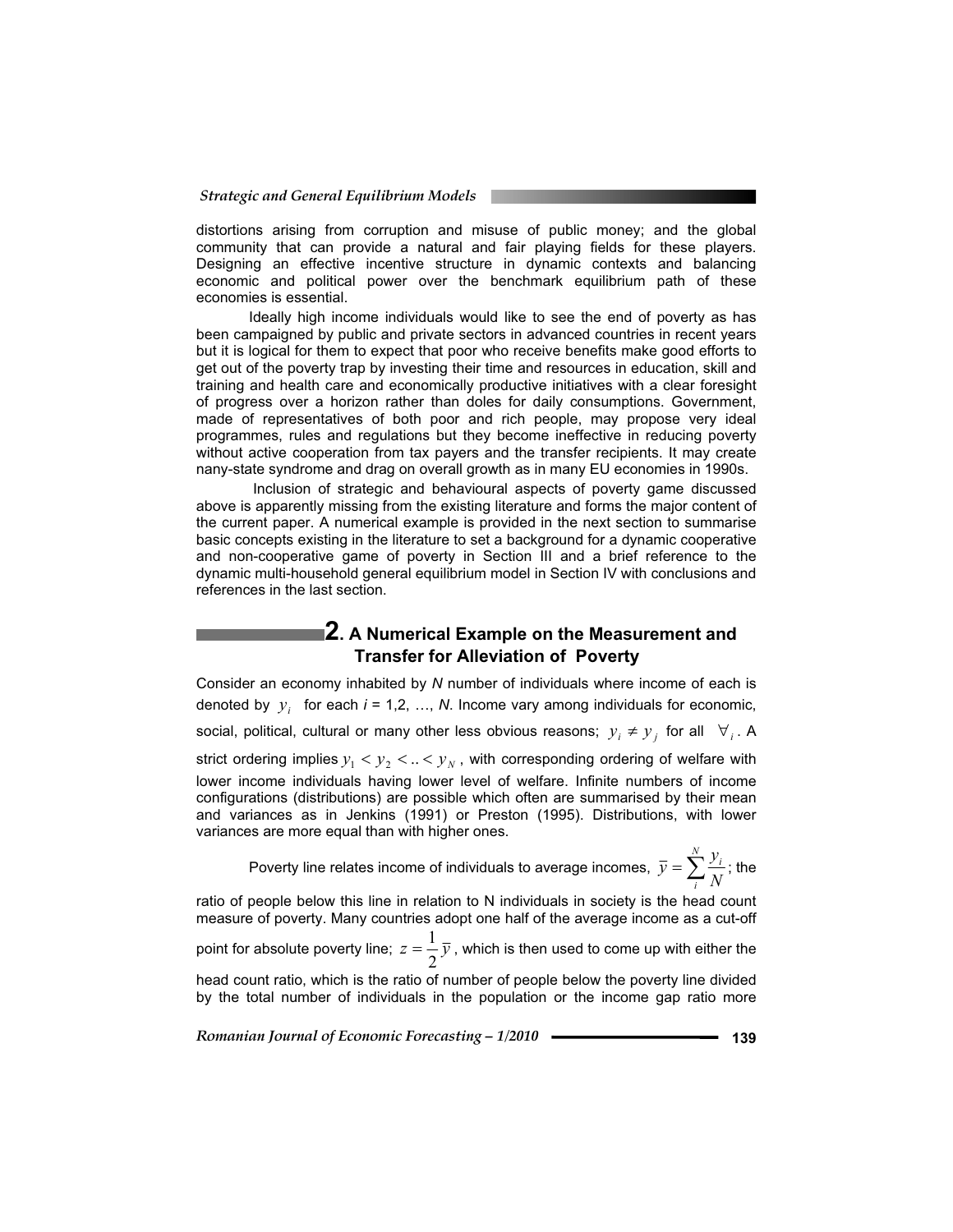distortions arising from corruption and misuse of public money; and the global community that can provide a natural and fair playing fields for these players. Designing an effective incentive structure in dynamic contexts and balancing economic and political power over the benchmark equilibrium path of these economies is essential.

Ideally high income individuals would like to see the end of poverty as has been campaigned by public and private sectors in advanced countries in recent years but it is logical for them to expect that poor who receive benefits make good efforts to get out of the poverty trap by investing their time and resources in education, skill and training and health care and economically productive initiatives with a clear foresight of progress over a horizon rather than doles for daily consumptions. Government, made of representatives of both poor and rich people, may propose very ideal programmes, rules and regulations but they become ineffective in reducing poverty without active cooperation from tax payers and the transfer recipients. It may create nany-state syndrome and drag on overall growth as in many EU economies in 1990s.

Inclusion of strategic and behavioural aspects of poverty game discussed above is apparently missing from the existing literature and forms the major content of the current paper. A numerical example is provided in the next section to summarise basic concepts existing in the literature to set a background for a dynamic cooperative and non-cooperative game of poverty in Section III and a brief reference to the dynamic multi-household general equilibrium model in Section IV with conclusions and references in the last section.

## 2. A Numerical Example on the Measurement and Transfer for Alleviation of Poverty

Consider an economy inhabited by *N* number of individuals where income of each is denoted by $y_i$ for each *i* = 1,2, …, *N*. Income vary among individuals for economic, social, political, cultural or many other less obvious reasons; $y_i \neq y_j$ for all $\forall_i$. A strict ordering implies $y_1 < y_2 < .. < y_N$, with corresponding ordering of welfare with lower income individuals having lower level of welfare. Infinite numbers of income configurations (distributions) are possible which often are summarised by their mean and variances as in Jenkins (1991) or Preston (1995). Distributions, with lower variances are more equal than with higher ones.

Poverty line relates income of individuals to average incomes, $\bar{y} = \sum_{i}^{N} \frac{y_i}{N}$; the ratio of people below this line in relation to N individuals in society is the head count measure of poverty. Many countries adopt one half of the average income as a cut-off point for absolute poverty line; $z = \frac{1}{2}\bar{y}$, which is then used to come up with either the head count ratio, which is the ratio of number of people below the poverty line divided by the total number of individuals in the population or the income gap ratio more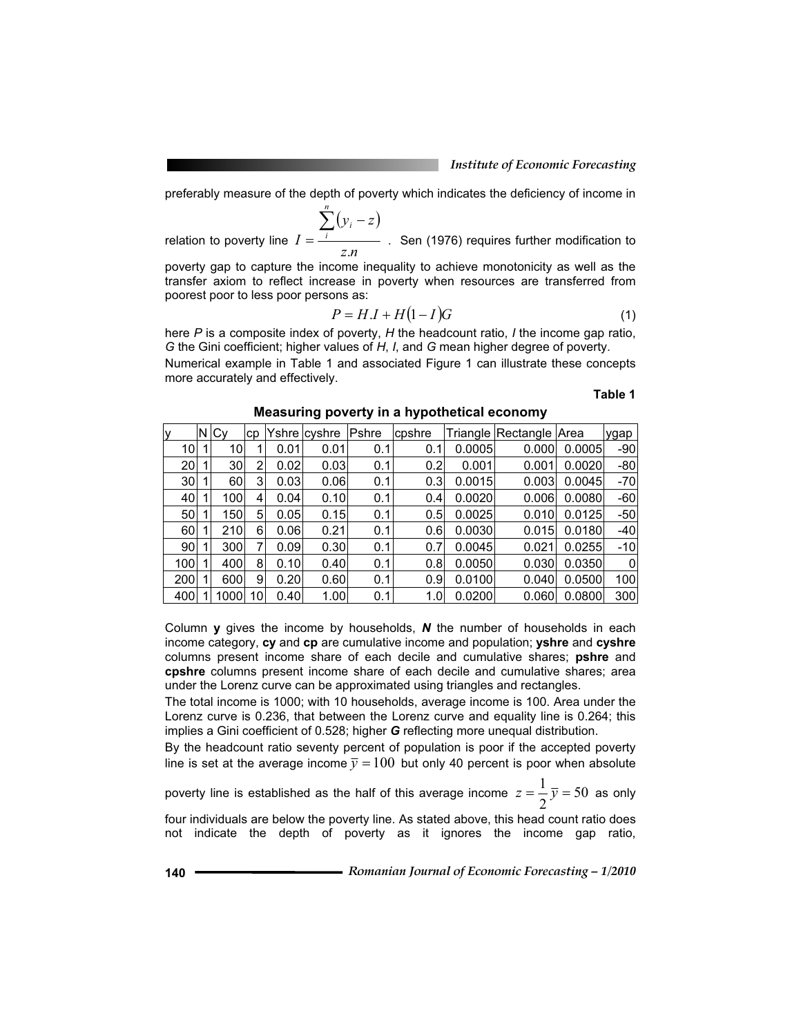preferably measure of the depth of poverty which indicates the deficiency of income in relation to poverty line $I = \frac{\sum_{i}^{n}(y_i - z)}{z.n}$. Sen (1976) requires further modification to poverty gap to capture the income inequality to achieve monotonicity as well as the transfer axiom to reflect increase in poverty when resources are transferred from poorest poor to less poor persons as:

$$P = H.I + H(1 - I)G \tag{1}$$

here *P* is a composite index of poverty, *H* the headcount ratio, *I* the income gap ratio, *G* the Gini coefficient; higher values of *H*, *I*, and *G* mean higher degree of poverty.

Numerical example in Table 1 and associated Figure 1 can illustrate these concepts more accurately and effectively.

**Table 1**

**Measuring poverty in a hypothetical economy**

| y | N | Cy | cp | Yshre | cyshre | Pshre | cpshre | Triangle | Rectangle | Area | ygap |
|---|---|---|---|---|---|---|---|---|---|---|---|
| 10 | 1 | 10 | 1 | 0.01 | 0.01 | 0.1 | 0.1 | 0.0005 | 0.000 | 0.0005 | -90 |
| 20 | 1 | 30 | 2 | 0.02 | 0.03 | 0.1 | 0.2 | 0.001 | 0.001 | 0.0020 | -80 |
| 30 | 1 | 60 | 3 | 0.03 | 0.06 | 0.1 | 0.3 | 0.0015 | 0.003 | 0.0045 | -70 |
| 40 | 1 | 100 | 4 | 0.04 | 0.10 | 0.1 | 0.4 | 0.0020 | 0.006 | 0.0080 | -60 |
| 50 | 1 | 150 | 5 | 0.05 | 0.15 | 0.1 | 0.5 | 0.0025 | 0.010 | 0.0125 | -50 |
| 60 | 1 | 210 | 6 | 0.06 | 0.21 | 0.1 | 0.6 | 0.0030 | 0.015 | 0.0180 | -40 |
| 90 | 1 | 300 | 7 | 0.09 | 0.30 | 0.1 | 0.7 | 0.0045 | 0.021 | 0.0255 | -10 |
| 100 | 1 | 400 | 8 | 0.10 | 0.40 | 0.1 | 0.8 | 0.0050 | 0.030 | 0.0350 | 0 |
| 200 | 1 | 600 | 9 | 0.20 | 0.60 | 0.1 | 0.9 | 0.0100 | 0.040 | 0.0500 | 100 |
| 400 | 1 | 1000 | 10 | 0.40 | 1.00 | 0.1 | 1.0 | 0.0200 | 0.060 | 0.0800 | 300 |

Column **y** gives the income by households, ***N*** the number of households in each income category, **cy** and **cp** are cumulative income and population; **yshre** and **cyshre** columns present income share of each decile and cumulative shares; **pshre** and **cpshre** columns present income share of each decile and cumulative shares; area under the Lorenz curve can be approximated using triangles and rectangles.

The total income is 1000; with 10 households, average income is 100. Area under the Lorenz curve is 0.236, that between the Lorenz curve and equality line is 0.264; this implies a Gini coefficient of 0.528; higher ***G*** reflecting more unequal distribution.

By the headcount ratio seventy percent of population is poor if the accepted poverty line is set at the average income $\bar{y} = 100$ but only 40 percent is poor when absolute poverty line is established as the half of this average income $z = \frac{1}{2}\bar{y} = 50$ as only four individuals are below the poverty line. As stated above, this head count ratio does not indicate the depth of poverty as it ignores the income gap ratio,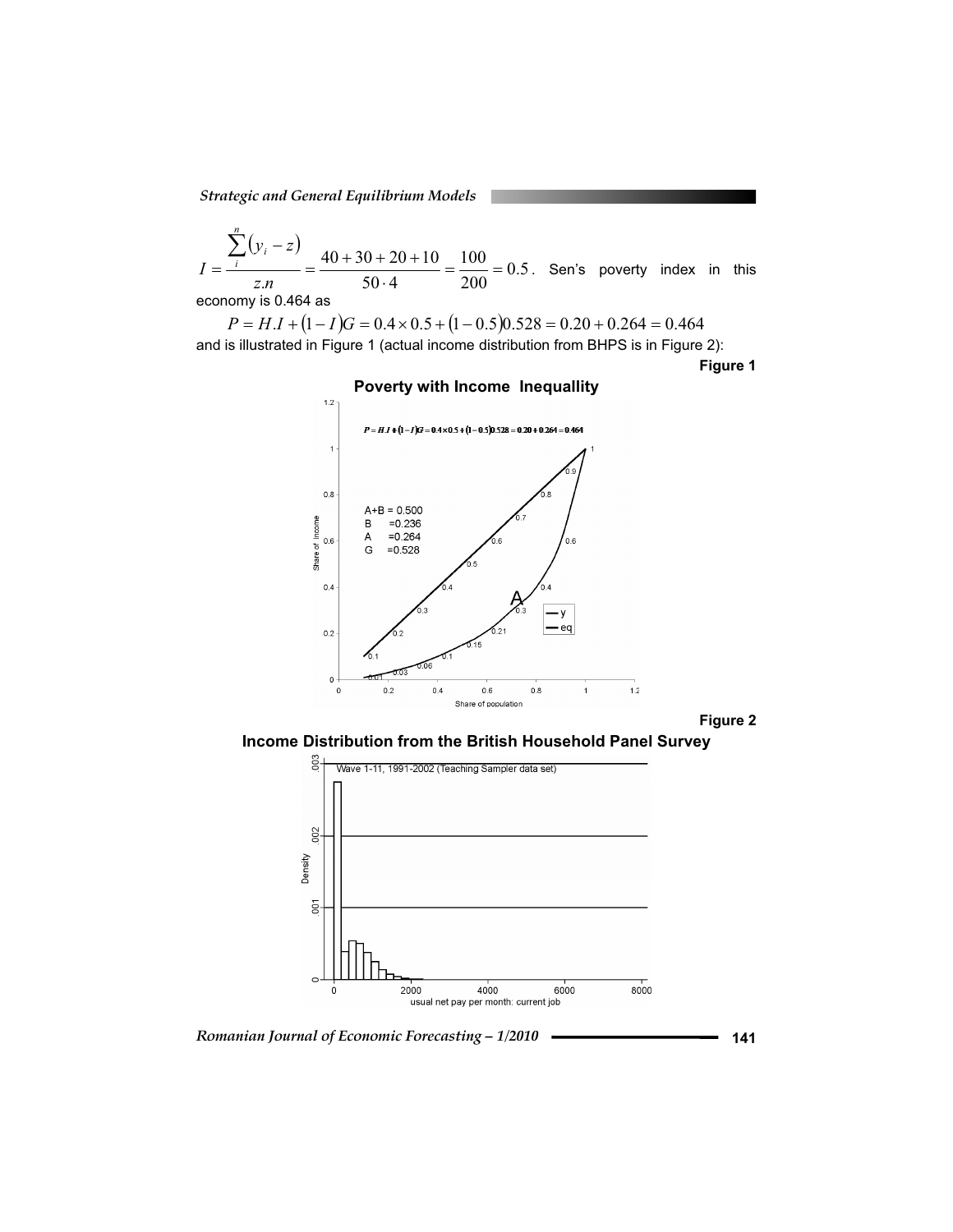$$I = \frac{\sum_{i}^{n}(y_i - z)}{z.n} = \frac{40+30+20+10}{50 \cdot 4} = \frac{100}{200} = 0.5.$$ Sen's poverty index in this economy is 0.464 as

$$P = H.I + (1-I)G = 0.4 \times 0.5 + (1-0.5)0.528 = 0.20 + 0.264 = 0.464$$

and is illustrated in Figure 1 (actual income distribution from BHPS is in Figure 2):

**Figure 1**

**Poverty with Income Inequallity**

**Figure 2**

**Income Distribution from the British Household Panel Survey**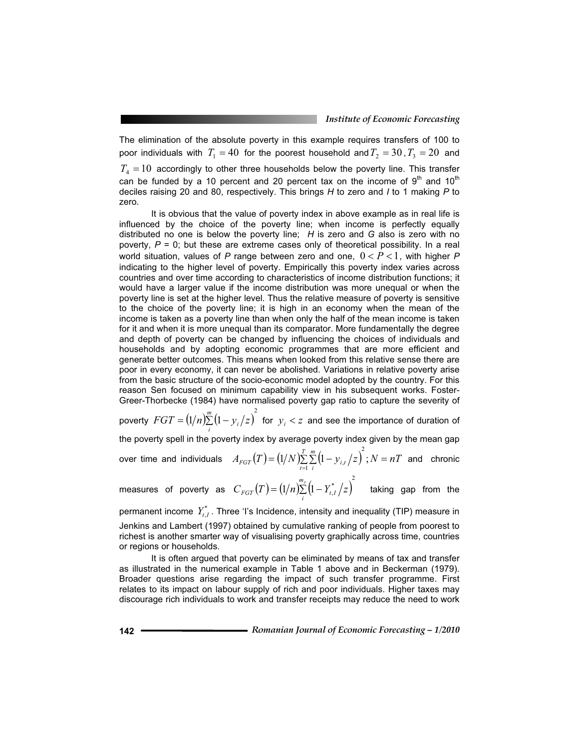The elimination of the absolute poverty in this example requires transfers of 100 to poor individuals with $T_1 = 40$ for the poorest household and $T_2 = 30$, $T_3 = 20$ and $T_4 = 10$ accordingly to other three households below the poverty line. This transfer can be funded by a 10 percent and 20 percent tax on the income of 9th and 10th deciles raising 20 and 80, respectively. This brings *H* to zero and *I* to 1 making *P* to zero.

It is obvious that the value of poverty index in above example as in real life is influenced by the choice of the poverty line; when income is perfectly equally distributed no one is below the poverty line; *H* is zero and *G* also is zero with no poverty, *P* = 0; but these are extreme cases only of theoretical possibility. In a real world situation, values of *P* range between zero and one, $0 < P < 1$, with higher *P* indicating to the higher level of poverty. Empirically this poverty index varies across countries and over time according to characteristics of income distribution functions; it would have a larger value if the income distribution was more unequal or when the poverty line is set at the higher level. Thus the relative measure of poverty is sensitive to the choice of the poverty line; it is high in an economy when the mean of the income is taken as a poverty line than when only the half of the mean income is taken for it and when it is more unequal than its comparator. More fundamentally the degree and depth of poverty can be changed by influencing the choices of individuals and households and by adopting economic programmes that are more efficient and generate better outcomes. This means when looked from this relative sense there are poor in every economy, it can never be abolished. Variations in relative poverty arise from the basic structure of the socio-economic model adopted by the country. For this reason Sen focused on minimum capability view in his subsequent works. Foster-Greer-Thorbecke (1984) have normalised poverty gap ratio to capture the severity of poverty $FGT = (1/n)\sum_{i}^{m}(1 - y_i/z)^2$ for $y_i < z$ and see the importance of duration of the poverty spell in the poverty index by average poverty index given by the mean gap over time and individuals $A_{FGT}(T) = (1/N)\sum_{t=1}^{T}\sum_{i}^{m}(1 - y_{i,t}/z)^2$; $N = nT$ and chronic measures of poverty as $C_{FGT}(T) = (1/n)\sum_{i}^{m_y}(1 - Y_{t,I}^{*}/z)^2$ taking gap from the permanent income $Y_{t,I}^{*}$. Three 'I's Incidence, intensity and inequality (TIP) measure in Jenkins and Lambert (1997) obtained by cumulative ranking of people from poorest to richest is another smarter way of visualising poverty graphically across time, countries or regions or households.

It is often argued that poverty can be eliminated by means of tax and transfer as illustrated in the numerical example in Table 1 above and in Beckerman (1979). Broader questions arise regarding the impact of such transfer programme. First relates to its impact on labour supply of rich and poor individuals. Higher taxes may discourage rich individuals to work and transfer receipts may reduce the need to work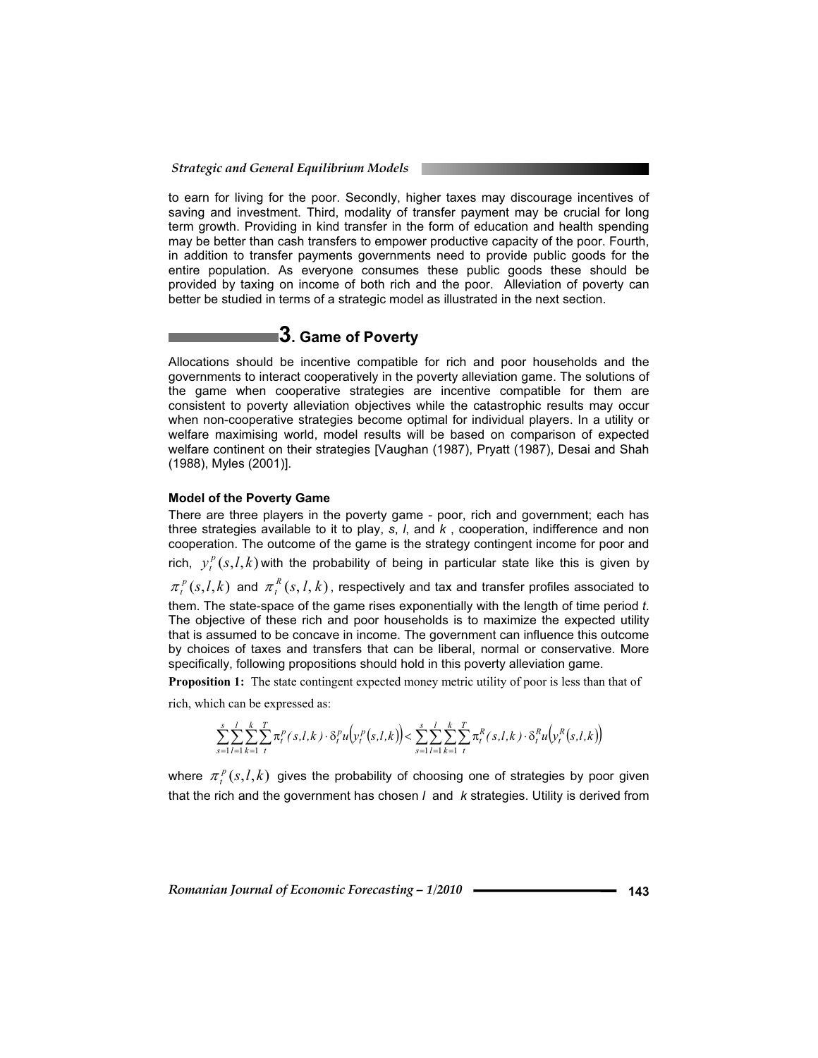to earn for living for the poor. Secondly, higher taxes may discourage incentives of saving and investment. Third, modality of transfer payment may be crucial for long term growth. Providing in kind transfer in the form of education and health spending may be better than cash transfers to empower productive capacity of the poor. Fourth, in addition to transfer payments governments need to provide public goods for the entire population. As everyone consumes these public goods these should be provided by taxing on income of both rich and the poor. Alleviation of poverty can better be studied in terms of a strategic model as illustrated in the next section.

## 3. Game of Poverty

Allocations should be incentive compatible for rich and poor households and the governments to interact cooperatively in the poverty alleviation game. The solutions of the game when cooperative strategies are incentive compatible for them are consistent to poverty alleviation objectives while the catastrophic results may occur when non-cooperative strategies become optimal for individual players. In a utility or welfare maximising world, model results will be based on comparison of expected welfare continent on their strategies [Vaughan (1987), Pryatt (1987), Desai and Shah (1988), Myles (2001)].

**Model of the Poverty Game**

There are three players in the poverty game - poor, rich and government; each has three strategies available to it to play, *s*, *l*, and *k* , cooperation, indifference and non cooperation. The outcome of the game is the strategy contingent income for poor and rich, $y_t^p(s,l,k)$ with the probability of being in particular state like this is given by $\pi_t^p(s,l,k)$ and $\pi_t^R(s,l,k)$, respectively and tax and transfer profiles associated to them. The state-space of the game rises exponentially with the length of time period *t*. The objective of these rich and poor households is to maximize the expected utility that is assumed to be concave in income. The government can influence this outcome by choices of taxes and transfers that can be liberal, normal or conservative. More specifically, following propositions should hold in this poverty alleviation game.

**Proposition 1:** The state contingent expected money metric utility of poor is less than that of rich, which can be expressed as:

$$\sum_{s=1}^{s}\sum_{l=1}^{l}\sum_{k=1}^{k}\sum_{t}^{T}\pi_t^p(s,l,k)\cdot\delta_t^p u\left(y_t^p(s,l,k)\right) < \sum_{s=1}^{s}\sum_{l=1}^{l}\sum_{k=1}^{k}\sum_{t}^{T}\pi_t^R(s,l,k)\cdot\delta_t^R u\left(y_t^R(s,l,k)\right)$$

where $\pi_t^p(s,l,k)$ gives the probability of choosing one of strategies by poor given that the rich and the government has chosen *l* and *k* strategies. Utility is derived from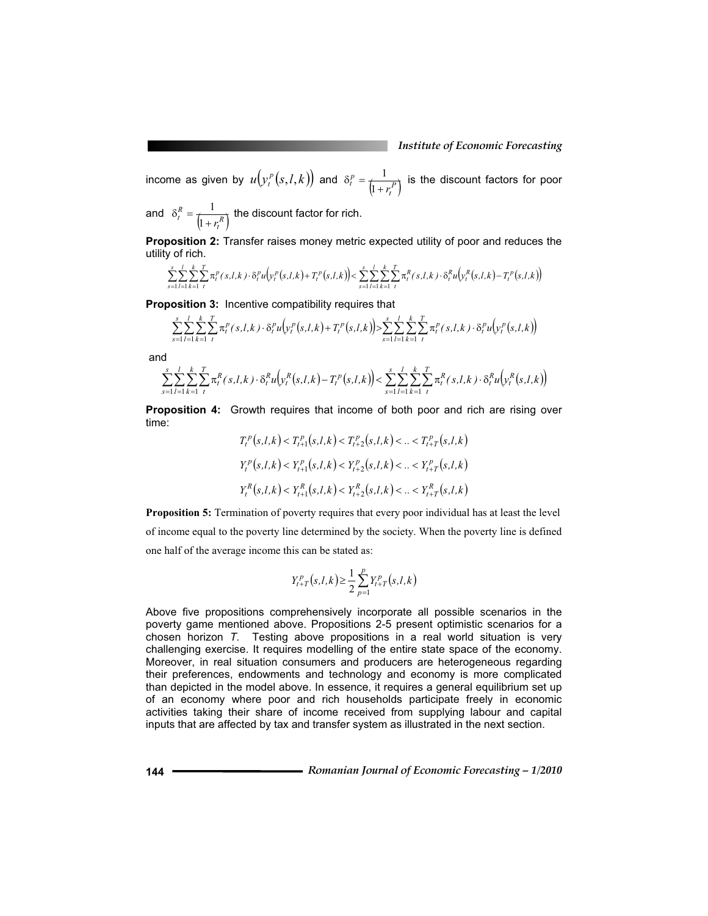income as given by $u\left(y_t^p(s,l,k)\right)$ and $\delta_t^p = \frac{1}{\left(1+r_t^P\right)}$ is the discount factors for poor and $\delta_t^R = \frac{1}{\left(1+r_t^R\right)}$ the discount factor for rich.

**Proposition 2:** Transfer raises money metric expected utility of poor and reduces the utility of rich.

$$\sum_{s=1}^{s}\sum_{l=1}^{l}\sum_{k=1}^{k}\sum_{t}^{T}\pi_t^p(s,l,k)\cdot\delta_t^p u\left(y_t^p(s,l,k)+T_t^p(s,l,k)\right) < \sum_{s=1}^{s}\sum_{l=1}^{l}\sum_{k=1}^{k}\sum_{t}^{T}\pi_t^R(s,l,k)\cdot\delta_t^R u\left(y_t^R(s,l,k)-T_t^p(s,l,k)\right)$$

**Proposition 3:** Incentive compatibility requires that

$$\sum_{s=1}^{s}\sum_{l=1}^{l}\sum_{k=1}^{k}\sum_{t}^{T}\pi_t^p(s,l,k)\cdot\delta_t^p u\left(y_t^p(s,l,k)+T_t^p(s,l,k)\right) > \sum_{s=1}^{s}\sum_{l=1}^{l}\sum_{k=1}^{k}\sum_{t}^{T}\pi_t^p(s,l,k)\cdot\delta_t^p u\left(y_t^p(s,l,k)\right)$$

and

$$\sum_{s=1}^{s}\sum_{l=1}^{l}\sum_{k=1}^{k}\sum_{t}^{T}\pi_t^R(s,l,k)\cdot\delta_t^R u\left(y_t^R(s,l,k)-T_t^p(s,l,k)\right) < \sum_{s=1}^{s}\sum_{l=1}^{l}\sum_{k=1}^{k}\sum_{t}^{T}\pi_t^R(s,l,k)\cdot\delta_t^R u\left(y_t^R(s,l,k)\right)$$

**Proposition 4:** Growth requires that income of both poor and rich are rising over time:

$$T_t^p(s,l,k) < T_{t+1}^p(s,l,k) < T_{t+2}^p(s,l,k) < .. < T_{t+T}^p(s,l,k)$$

$$Y_t^p(s,l,k) < Y_{t+1}^p(s,l,k) < Y_{t+2}^p(s,l,k) < .. < Y_{t+T}^p(s,l,k)$$

$$Y_t^R(s,l,k) < Y_{t+1}^R(s,l,k) < Y_{t+2}^R(s,l,k) < .. < Y_{t+T}^R(s,l,k)$$

**Proposition 5:** Termination of poverty requires that every poor individual has at least the level of income equal to the poverty line determined by the society. When the poverty line is defined one half of the average income this can be stated as:

$$Y_{t+T}^p(s,l,k) \geq \frac{1}{2}\sum_{p=1}^{p} Y_{t+T}^p(s,l,k)$$

Above five propositions comprehensively incorporate all possible scenarios in the poverty game mentioned above. Propositions 2-5 present optimistic scenarios for a chosen horizon *T*. Testing above propositions in a real world situation is very challenging exercise. It requires modelling of the entire state space of the economy. Moreover, in real situation consumers and producers are heterogeneous regarding their preferences, endowments and technology and economy is more complicated than depicted in the model above. In essence, it requires a general equilibrium set up of an economy where poor and rich households participate freely in economic activities taking their share of income received from supplying labour and capital inputs that are affected by tax and transfer system as illustrated in the next section.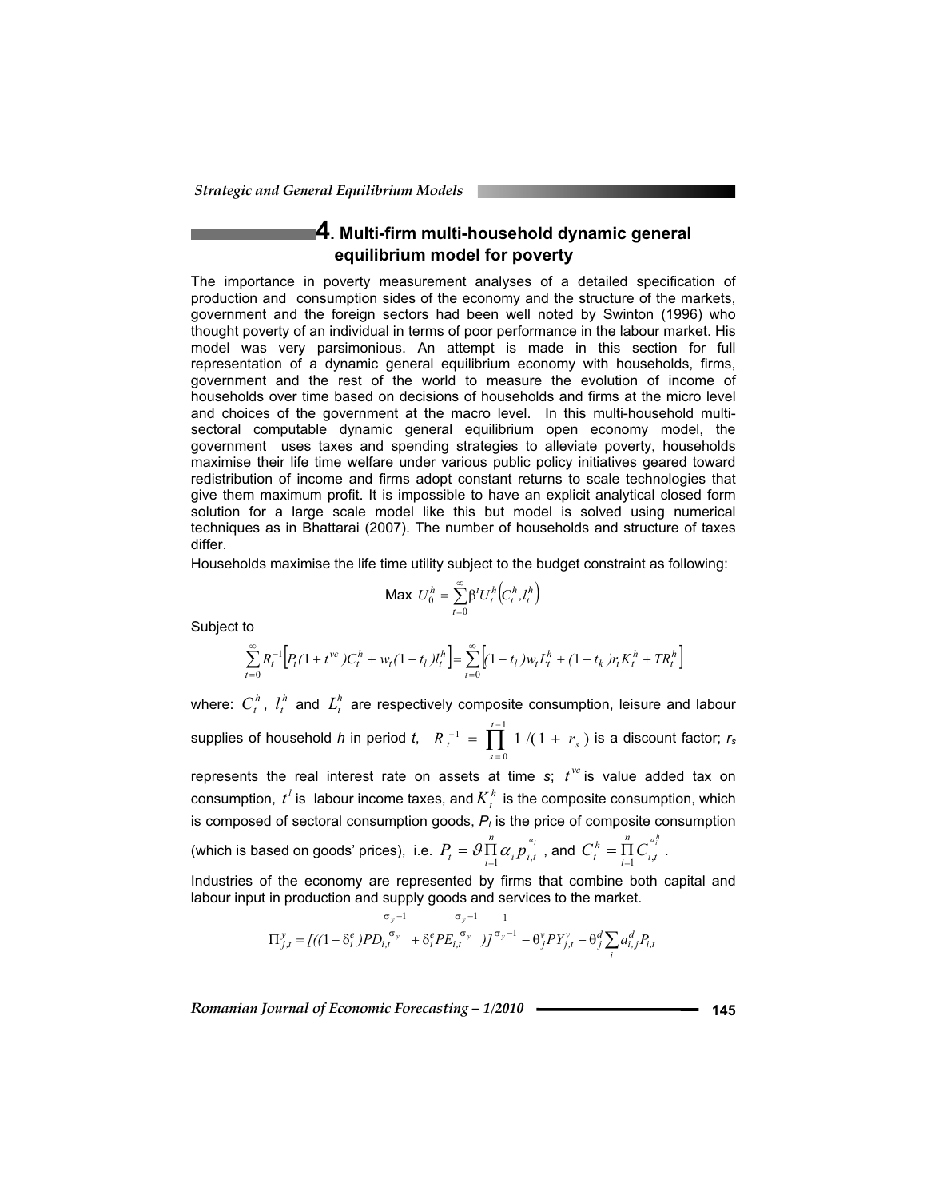## 4. Multi-firm multi-household dynamic general equilibrium model for poverty

The importance in poverty measurement analyses of a detailed specification of production and consumption sides of the economy and the structure of the markets, government and the foreign sectors had been well noted by Swinton (1996) who thought poverty of an individual in terms of poor performance in the labour market. His model was very parsimonious. An attempt is made in this section for full representation of a dynamic general equilibrium economy with households, firms, government and the rest of the world to measure the evolution of income of households over time based on decisions of households and firms at the micro level and choices of the government at the macro level. In this multi-household multi-sectoral computable dynamic general equilibrium open economy model, the government uses taxes and spending strategies to alleviate poverty, households maximise their life time welfare under various public policy initiatives geared toward redistribution of income and firms adopt constant returns to scale technologies that give them maximum profit. It is impossible to have an explicit analytical closed form solution for a large scale model like this but model is solved using numerical techniques as in Bhattarai (2007). The number of households and structure of taxes differ.

Households maximise the life time utility subject to the budget constraint as following:

$$\text{Max } U_0^h = \sum_{t=0}^{\infty} \beta^t U_t^h\left(C_t^h, l_t^h\right)$$

Subject to

$$\sum_{t=0}^{\infty} R_t^{-1}\left[P_t(1+t^{vc})C_t^h + w_t(1-t_l)l_t^h\right] = \sum_{t=0}^{\infty}\left[(1-t_l)w_t L_t^h + (1-t_k)r_t K_t^h + TR_t^h\right]$$

where: $C_t^h$, $l_t^h$ and $L_t^h$ are respectively composite consumption, leisure and labour supplies of household *h* in period *t*, $R_t^{-1} = \prod_{s=0}^{t-1} 1/(1+r_s)$ is a discount factor; $r_s$ represents the real interest rate on assets at time *s*; $t^{vc}$ is value added tax on consumption, $t^l$ is labour income taxes, and $K_t^h$ is the composite consumption, which is composed of sectoral consumption goods, $P_t$ is the price of composite consumption (which is based on goods' prices), i.e. $P_t = \vartheta \prod_{i=1}^{n} \alpha_i p_{i,t}^{\alpha_i}$, and $C_t^h = \prod_{i=1}^{n} C_{i,t}^{\alpha_i^h}$.

Industries of the economy are represented by firms that combine both capital and labour input in production and supply goods and services to the market.

$$\Pi_{j,t}^y = [((1-\delta_i^e)PD_{i,t}^{\frac{\sigma_y-1}{\sigma_y}} + \delta_i^e PE_{i,t}^{\frac{\sigma_y-1}{\sigma_y}})]^{\frac{1}{\sigma_y-1}} - \theta_j^y PY_{j,t}^y - \theta_j^d \sum_i a_{i,j}^d P_{i,t}$$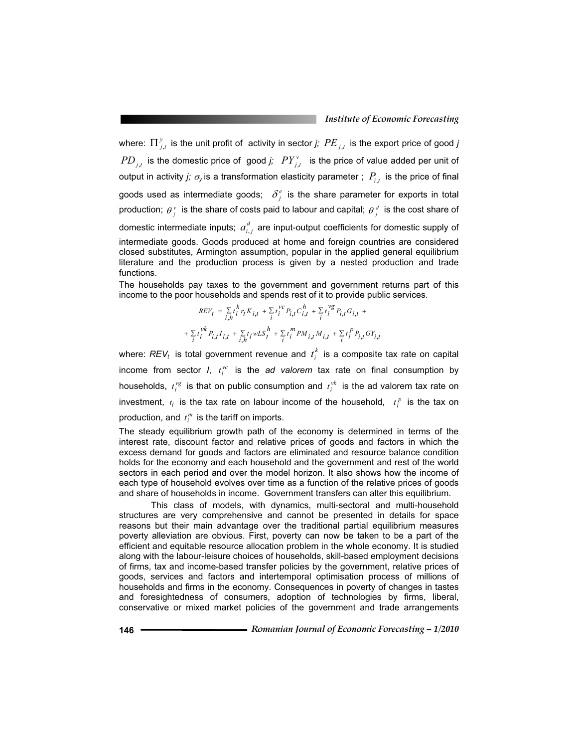where: $\Pi^{y}_{j,t}$ is the unit profit of activity in sector *j;* $PE_{j,t}$ is the export price of good *j* $PD_{j,t}$ is the domestic price of good *j;* $PY^{v}_{j,t}$ is the price of value added per unit of output in activity *j;* $\sigma_Y$ is a transformation elasticity parameter ; $P_{i,t}$ is the price of final goods used as intermediate goods; $\delta^{e}_{j}$ is the share parameter for exports in total production; $\theta^{v}_{j}$ is the share of costs paid to labour and capital; $\theta^{d}_{j}$ is the cost share of domestic intermediate inputs; $a^{d}_{i,j}$ are input-output coefficients for domestic supply of intermediate goods. Goods produced at home and foreign countries are considered closed substitutes, Armington assumption, popular in the applied general equilibrium literature and the production process is given by a nested production and trade functions.

The households pay taxes to the government and government returns part of this income to the poor households and spends rest of it to provide public services.

$$REV_t = \sum_{i,h} t_i^{k} r_t K_{i,t} + \sum_{i} t_i^{vc} P_{i,t} C_{i,t}^{h} + \sum_{i} t_i^{vg} P_{i,t} G_{i,t} +$$

$$+ \sum_{i} t_i^{vk} P_{i,t} I_{i,t} + \sum_{i,h} t_l wLS_t^{h} + \sum_{i} t_i^{m} PM_{i,t} M_{i,t} + \sum_{i} t_i^{p} P_{i,t} GY_{i,t}$$

where: $REV_t$ is total government revenue and $t_i^{k}$ is a composite tax rate on capital income from sector *I*, $t_i^{vc}$ is the *ad valorem* tax rate on final consumption by households, $t_i^{vg}$ is that on public consumption and $t_i^{vk}$ is the ad valorem tax rate on investment, $t_l$ is the tax rate on labour income of the household, $t_i^{p}$ is the tax on production, and $t_i^{m}$ is the tariff on imports.

The steady equilibrium growth path of the economy is determined in terms of the interest rate, discount factor and relative prices of goods and factors in which the excess demand for goods and factors are eliminated and resource balance condition holds for the economy and each household and the government and rest of the world sectors in each period and over the model horizon. It also shows how the income of each type of household evolves over time as a function of the relative prices of goods and share of households in income. Government transfers can alter this equilibrium.

This class of models, with dynamics, multi-sectoral and multi-household structures are very comprehensive and cannot be presented in details for space reasons but their main advantage over the traditional partial equilibrium measures poverty alleviation are obvious. First, poverty can now be taken to be a part of the efficient and equitable resource allocation problem in the whole economy. It is studied along with the labour-leisure choices of households, skill-based employment decisions of firms, tax and income-based transfer policies by the government, relative prices of goods, services and factors and intertemporal optimisation process of millions of households and firms in the economy. Consequences in poverty of changes in tastes and foresightedness of consumers, adoption of technologies by firms, liberal, conservative or mixed market policies of the government and trade arrangements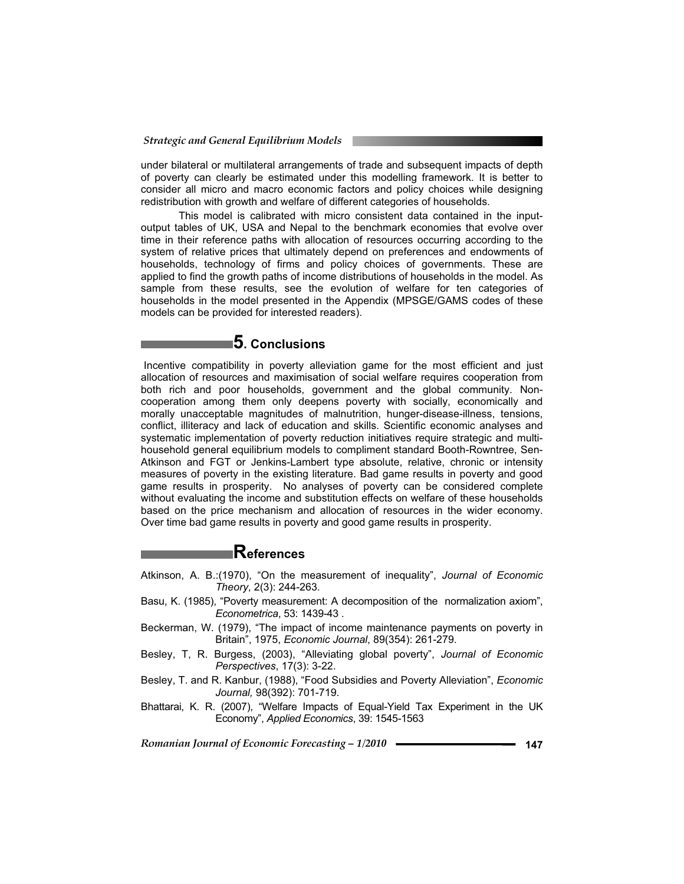under bilateral or multilateral arrangements of trade and subsequent impacts of depth of poverty can clearly be estimated under this modelling framework. It is better to consider all micro and macro economic factors and policy choices while designing redistribution with growth and welfare of different categories of households.

This model is calibrated with micro consistent data contained in the input-output tables of UK, USA and Nepal to the benchmark economies that evolve over time in their reference paths with allocation of resources occurring according to the system of relative prices that ultimately depend on preferences and endowments of households, technology of firms and policy choices of governments. These are applied to find the growth paths of income distributions of households in the model. As sample from these results, see the evolution of welfare for ten categories of households in the model presented in the Appendix (MPSGE/GAMS codes of these models can be provided for interested readers).

## 5. Conclusions

Incentive compatibility in poverty alleviation game for the most efficient and just allocation of resources and maximisation of social welfare requires cooperation from both rich and poor households, government and the global community. Non-cooperation among them only deepens poverty with socially, economically and morally unacceptable magnitudes of malnutrition, hunger-disease-illness, tensions, conflict, illiteracy and lack of education and skills. Scientific economic analyses and systematic implementation of poverty reduction initiatives require strategic and multi-household general equilibrium models to compliment standard Booth-Rowntree, Sen-Atkinson and FGT or Jenkins-Lambert type absolute, relative, chronic or intensity measures of poverty in the existing literature. Bad game results in poverty and good game results in prosperity. No analyses of poverty can be considered complete without evaluating the income and substitution effects on welfare of these households based on the price mechanism and allocation of resources in the wider economy. Over time bad game results in poverty and good game results in prosperity.

## References

Atkinson, A. B.:(1970), "On the measurement of inequality", *Journal of Economic Theory*, 2(3): 244-263.

Basu, K. (1985), "Poverty measurement: A decomposition of the normalization axiom", *Econometrica*, 53: 1439-43 .

Beckerman, W. (1979), "The impact of income maintenance payments on poverty in Britain", 1975, *Economic Journal*, 89(354): 261-279.

Besley, T, R. Burgess, (2003), "Alleviating global poverty", *Journal of Economic Perspectives*, 17(3): 3-22.

Besley, T. and R. Kanbur, (1988), "Food Subsidies and Poverty Alleviation", *Economic Journal,* 98(392): 701-719.

Bhattarai, K. R. (2007), "Welfare Impacts of Equal-Yield Tax Experiment in the UK Economy", *Applied Economics*, 39: 1545-1563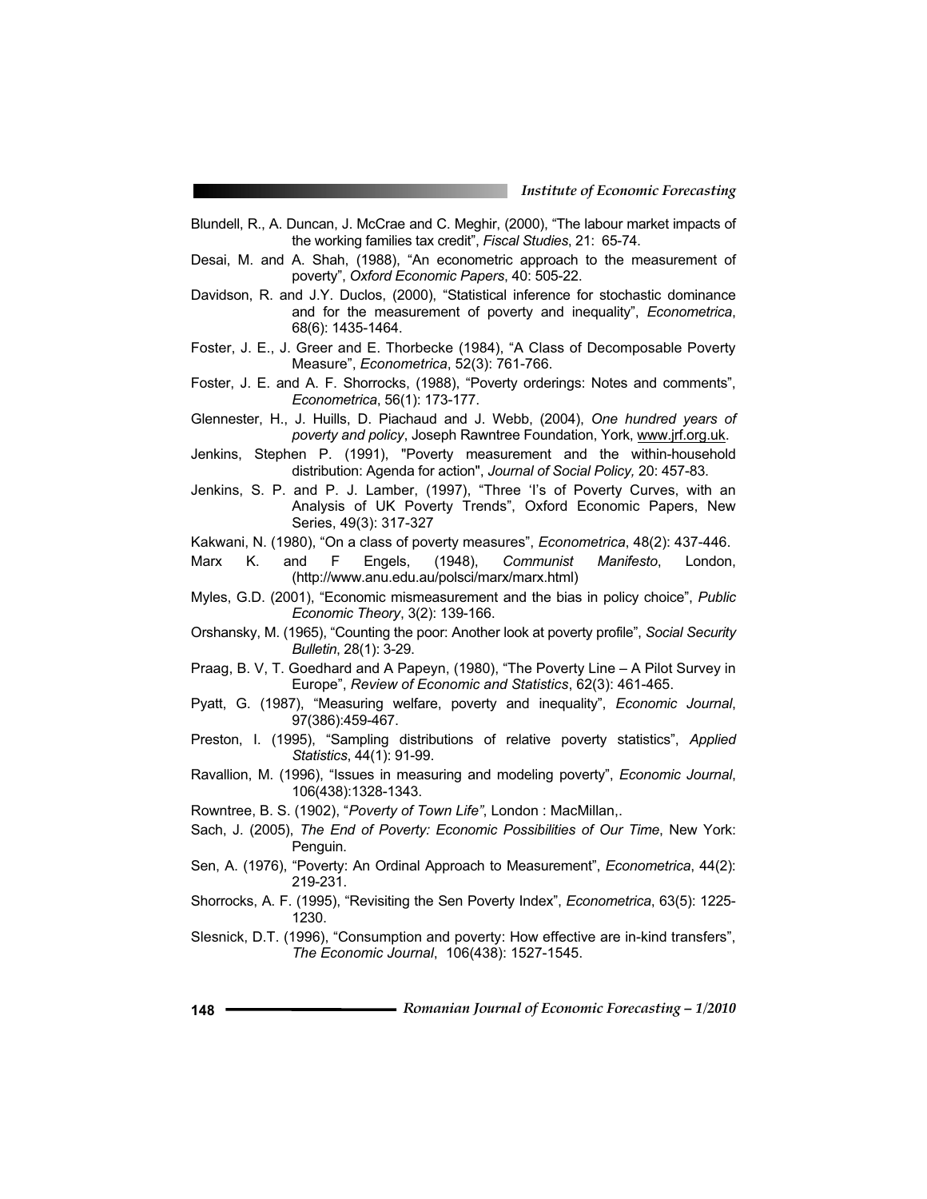Blundell, R., A. Duncan, J. McCrae and C. Meghir, (2000), "The labour market impacts of the working families tax credit", *Fiscal Studies*, 21: 65-74.

Desai, M. and A. Shah, (1988), "An econometric approach to the measurement of poverty", *Oxford Economic Papers*, 40: 505-22.

Davidson, R. and J.Y. Duclos, (2000), "Statistical inference for stochastic dominance and for the measurement of poverty and inequality", *Econometrica*, 68(6): 1435-1464.

Foster, J. E., J. Greer and E. Thorbecke (1984), "A Class of Decomposable Poverty Measure", *Econometrica*, 52(3): 761-766.

Foster, J. E. and A. F. Shorrocks, (1988), "Poverty orderings: Notes and comments", *Econometrica*, 56(1): 173-177.

Glennester, H., J. Huills, D. Piachaud and J. Webb, (2004), *One hundred years of poverty and policy*, Joseph Rawntree Foundation, York, www.jrf.org.uk.

Jenkins, Stephen P. (1991), "Poverty measurement and the within-household distribution: Agenda for action", *Journal of Social Policy,* 20: 457-83.

Jenkins, S. P. and P. J. Lamber, (1997), "Three 'I's of Poverty Curves, with an Analysis of UK Poverty Trends", Oxford Economic Papers, New Series, 49(3): 317-327

Kakwani, N. (1980), "On a class of poverty measures", *Econometrica*, 48(2): 437-446.

Marx K. and F Engels, (1948), *Communist Manifesto*, London, (http://www.anu.edu.au/polsci/marx/marx.html)

Myles, G.D. (2001), "Economic mismeasurement and the bias in policy choice", *Public Economic Theory*, 3(2): 139-166.

Orshansky, M. (1965), "Counting the poor: Another look at poverty profile", *Social Security Bulletin*, 28(1): 3-29.

Praag, B. V, T. Goedhard and A Papeyn, (1980), "The Poverty Line – A Pilot Survey in Europe", *Review of Economic and Statistics*, 62(3): 461-465.

Pyatt, G. (1987), "Measuring welfare, poverty and inequality", *Economic Journal*, 97(386):459-467.

Preston, I. (1995), "Sampling distributions of relative poverty statistics", *Applied Statistics*, 44(1): 91-99.

Ravallion, M. (1996), "Issues in measuring and modeling poverty", *Economic Journal*, 106(438):1328-1343.

Rowntree, B. S. (1902), "*Poverty of Town Life"*, London : MacMillan,.

Sach, J. (2005), *The End of Poverty: Economic Possibilities of Our Time*, New York: Penguin.

Sen, A. (1976), "Poverty: An Ordinal Approach to Measurement", *Econometrica*, 44(2): 219-231.

Shorrocks, A. F. (1995), "Revisiting the Sen Poverty Index", *Econometrica*, 63(5): 1225-1230.

Slesnick, D.T. (1996), "Consumption and poverty: How effective are in-kind transfers", *The Economic Journal*, 106(438): 1527-1545.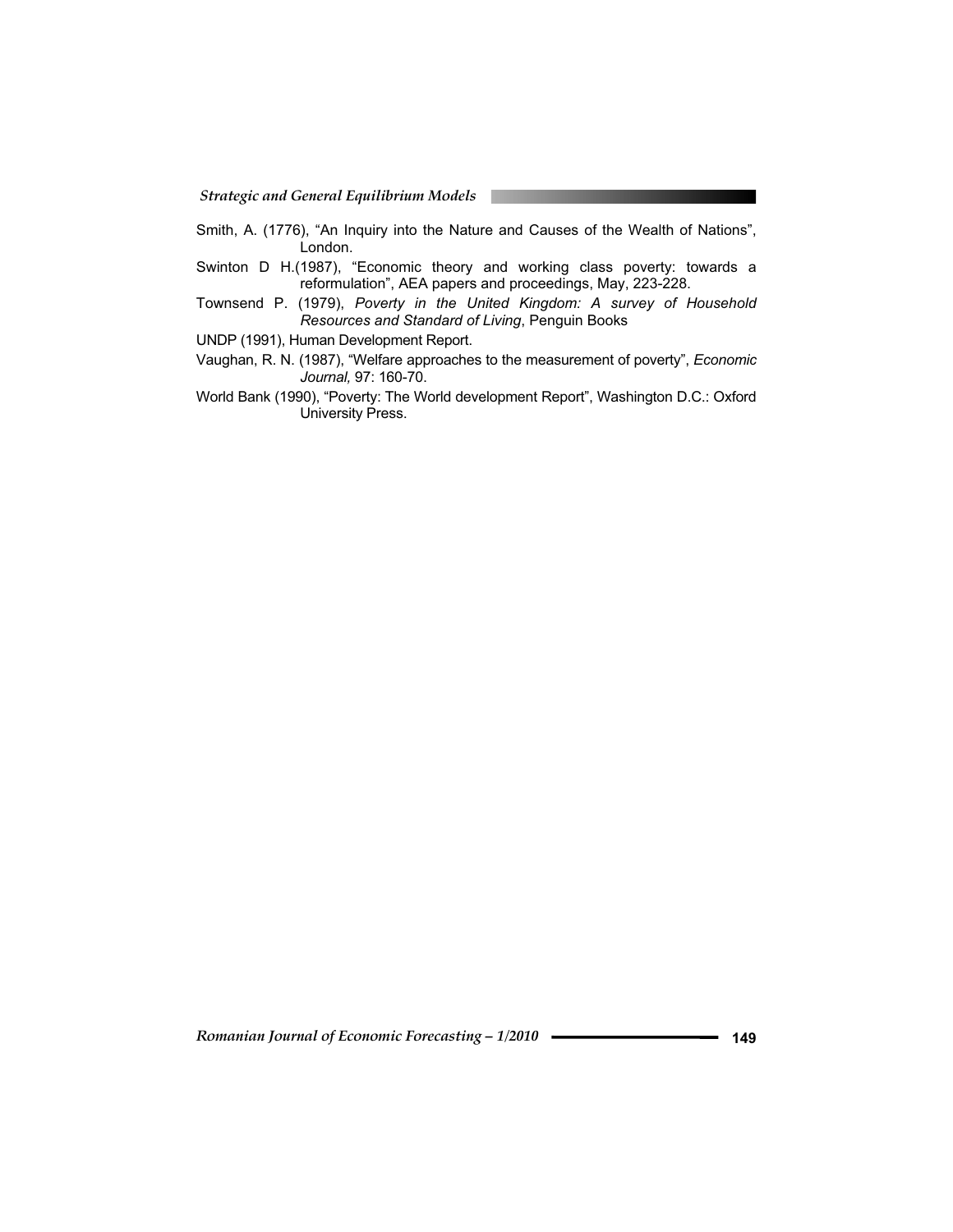Smith, A. (1776), "An Inquiry into the Nature and Causes of the Wealth of Nations", London.

Swinton D H.(1987), "Economic theory and working class poverty: towards a reformulation", AEA papers and proceedings, May, 223-228.

Townsend P. (1979), *Poverty in the United Kingdom: A survey of Household Resources and Standard of Living*, Penguin Books

UNDP (1991), Human Development Report.

Vaughan, R. N. (1987), "Welfare approaches to the measurement of poverty", *Economic Journal,* 97: 160-70.

World Bank (1990), "Poverty: The World development Report", Washington D.C.: Oxford University Press.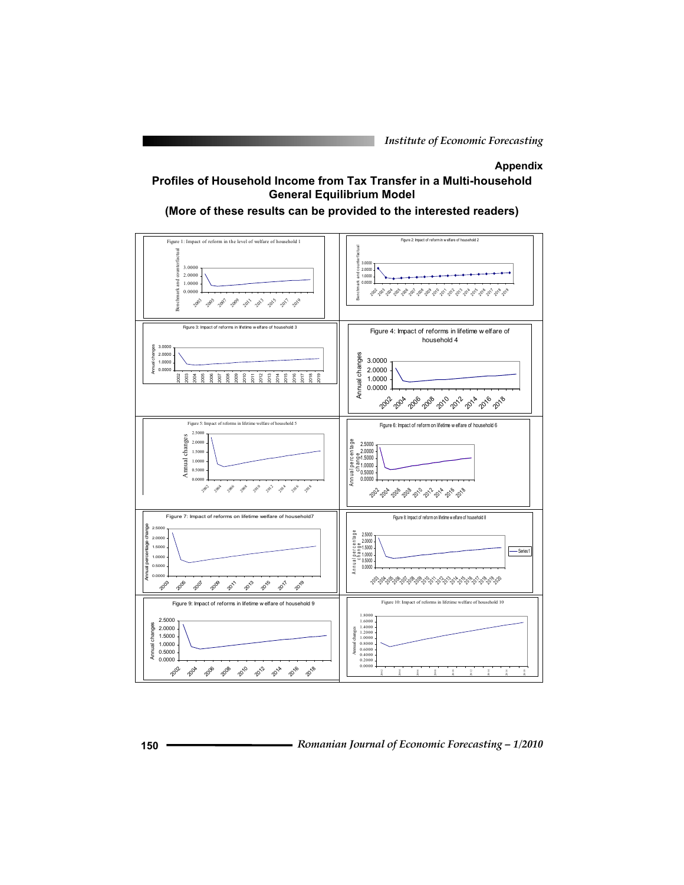## Appendix

## Profiles of Household Income from Tax Transfer in a Multi-household General Equilibrium Model

**(More of these results can be provided to the interested readers)**

Figure 1: Impact of reform in the level of welfare of household 1

Benchmark and counterfactual

3.0000
2.0000
1.0000
0.0000

2003 2005 2007 2009 2011 2013 2015 2017 2019

Figure 2: Impact of reform in welfare of household 2

Benchmark and counterfactual

3.0000
2.0000
1.0000
0.0000

2002 2003 2004 2005 2006 2007 2008 2009 2010 2011 2012 2013 2014 2015 2016 2017 2018 2019

Figure 3: Impact of reforms in lifetime welfare of household 3

Annual changes

3.0000
2.0000
1.0000
0.0000

2002 2003 2004 2005 2006 2007 2008 2009 2010 2011 2012 2013 2014 2015 2016 2017 2018 2019

Figure 4: Impact of reforms in lifetime welfare of household 4

Annual changes

3.0000
2.0000
1.0000
0.0000

2002 2004 2006 2008 2010 2012 2014 2016 2018

Figure 5: Impact of reforms in lifetime welfare of household 5

Annual changes

2.5000
2.0000
1.5000
1.0000
0.5000
0.0000

2002 2004 2006 2008 2010 2012 2014 2016 2018

Figure 6: Impact of reform on lifetime welfare of household 6

Annual percentage change

2.5000
2.0000
1.5000
1.0000
0.5000
0.0000

2002 2004 2006 2008 2010 2012 2014 2016 2018

Figure 7: Impact of reforms on lifetime welfare of household7

Annual percentage change

2.5000
2.0000
1.5000
1.0000
0.5000
0.0000

2003 2005 2007 2009 2011 2013 2015 2017 2019

Figure 8: Impact of reform on lifetime welfare of household 8

Annual percentage change

2.5000
2.0000
1.5000
1.0000
0.5000
0.0000

2003 2004 2005 2006 2007 2008 2009 2010 2011 2012 2013 2014 2015 2016 2017 2018 2019 2020

Series1

Figure 9: Impact of reforms in lifetime welfare of household 9

Annual changes

2.5000
2.0000
1.5000
1.0000
0.5000
0.0000

2002 2004 2006 2008 2010 2012 2014 2016 2018

Figure 10: Impact of reforms in lifetime welfare of household 10

Annual changes

1.8000
1.6000
1.4000
1.2000
1.0000
0.8000
0.6000
0.4000
0.2000
0.0000

2002 2004 2006 2008 2010 2012 2014 2016 2018